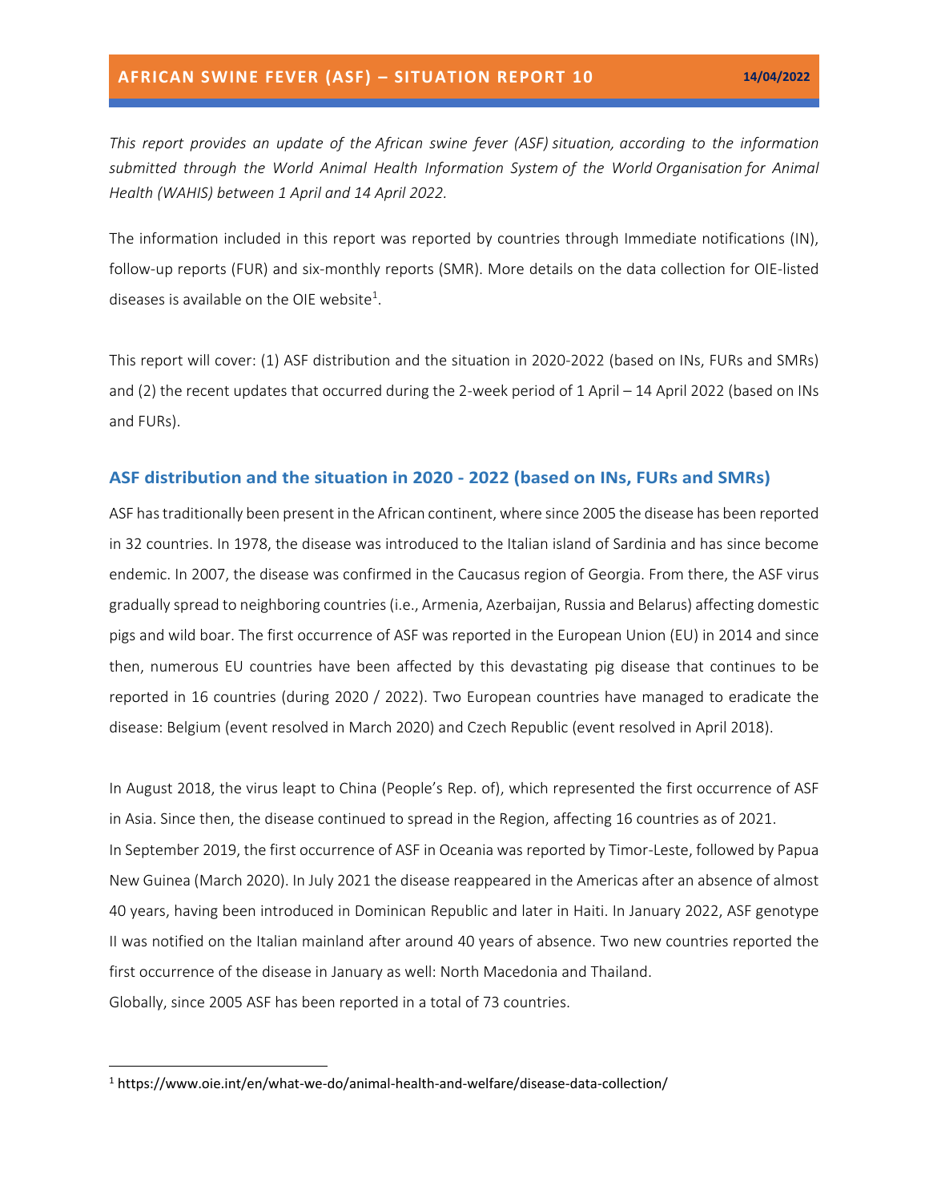# AFRICAN SWINE FEVER (ASF) – SITUATION REPORT 10

**14/04/2022**

*This report provides an update of the African swine fever (ASF) situation, according to the information submitted through the World Animal Health Information System of the World Organisation for Animal Health (WAHIS) between 1 April and 14 April 2022.*

The information included in this report was reported by countries through Immediate notifications (IN), follow-up reports (FUR) and six-monthly reports (SMR). More details on the data collection for OIE-listed diseases is available on the OIE website[1].

This report will cover: (1) ASF distribution and the situation in 2020-2022 (based on INs, FURs and SMRs) and (2) the recent updates that occurred during the 2-week period of 1 April – 14 April 2022 (based on INs and FURs).

## ASF distribution and the situation in 2020 - 2022 (based on INs, FURs and SMRs)

ASF has traditionally been present in the African continent, where since 2005 the disease has been reported in 32 countries. In 1978, the disease was introduced to the Italian island of Sardinia and has since become endemic. In 2007, the disease was confirmed in the Caucasus region of Georgia. From there, the ASF virus gradually spread to neighboring countries (i.e., Armenia, Azerbaijan, Russia and Belarus) affecting domestic pigs and wild boar. The first occurrence of ASF was reported in the European Union (EU) in 2014 and since then, numerous EU countries have been affected by this devastating pig disease that continues to be reported in 16 countries (during 2020 / 2022). Two European countries have managed to eradicate the disease: Belgium (event resolved in March 2020) and Czech Republic (event resolved in April 2018).

In August 2018, the virus leapt to China (People's Rep. of), which represented the first occurrence of ASF in Asia. Since then, the disease continued to spread in the Region, affecting 16 countries as of 2021.
In September 2019, the first occurrence of ASF in Oceania was reported by Timor-Leste, followed by Papua New Guinea (March 2020). In July 2021 the disease reappeared in the Americas after an absence of almost 40 years, having been introduced in Dominican Republic and later in Haiti. In January 2022, ASF genotype II was notified on the Italian mainland after around 40 years of absence. Two new countries reported the first occurrence of the disease in January as well: North Macedonia and Thailand.
Globally, since 2005 ASF has been reported in a total of 73 countries.

---

[1] https://www.oie.int/en/what-we-do/animal-health-and-welfare/disease-data-collection/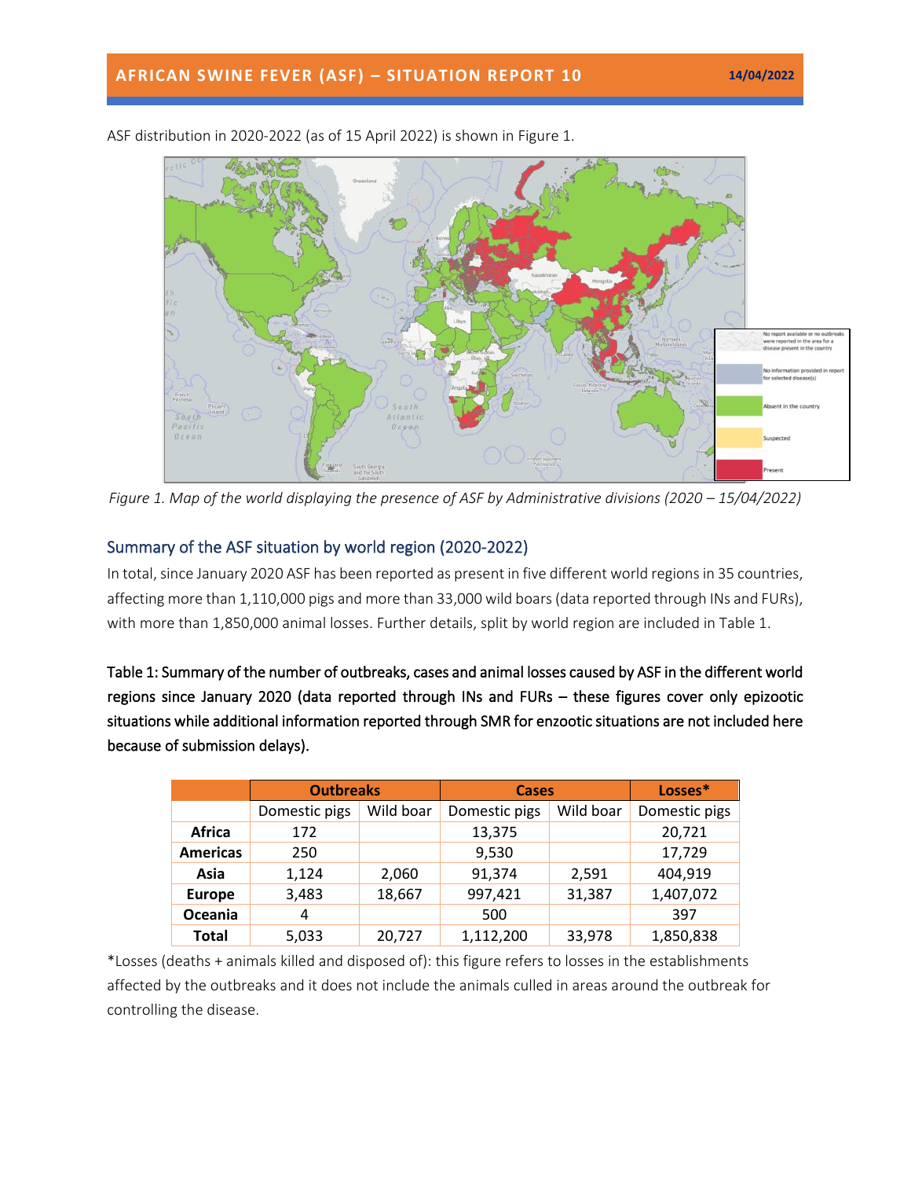ASF distribution in 2020-2022 (as of 15 April 2022) is shown in Figure 1.

*Figure 1. Map of the world displaying the presence of ASF by Administrative divisions (2020 – 15/04/2022)*

## Summary of the ASF situation by world region (2020-2022)

In total, since January 2020 ASF has been reported as present in five different world regions in 35 countries, affecting more than 1,110,000 pigs and more than 33,000 wild boars (data reported through INs and FURs), with more than 1,850,000 animal losses. Further details, split by world region are included in Table 1.

**Table 1: Summary of the number of outbreaks, cases and animal losses caused by ASF in the different world regions since January 2020 (data reported through INs and FURs – these figures cover only epizootic situations while additional information reported through SMR for enzootic situations are not included here because of submission delays).**

| | Outbreaks | | Cases | | Losses* |
|---|---|---|---|---|---|
| | Domestic pigs | Wild boar | Domestic pigs | Wild boar | Domestic pigs |
| **Africa** | 172 | | 13,375 | | 20,721 |
| **Americas** | 250 | | 9,530 | | 17,729 |
| **Asia** | 1,124 | 2,060 | 91,374 | 2,591 | 404,919 |
| **Europe** | 3,483 | 18,667 | 997,421 | 31,387 | 1,407,072 |
| **Oceania** | 4 | | 500 | | 397 |
| **Total** | 5,033 | 20,727 | 1,112,200 | 33,978 | 1,850,838 |

*Losses (deaths + animals killed and disposed of): this figure refers to losses in the establishments affected by the outbreaks and it does not include the animals culled in areas around the outbreak for controlling the disease.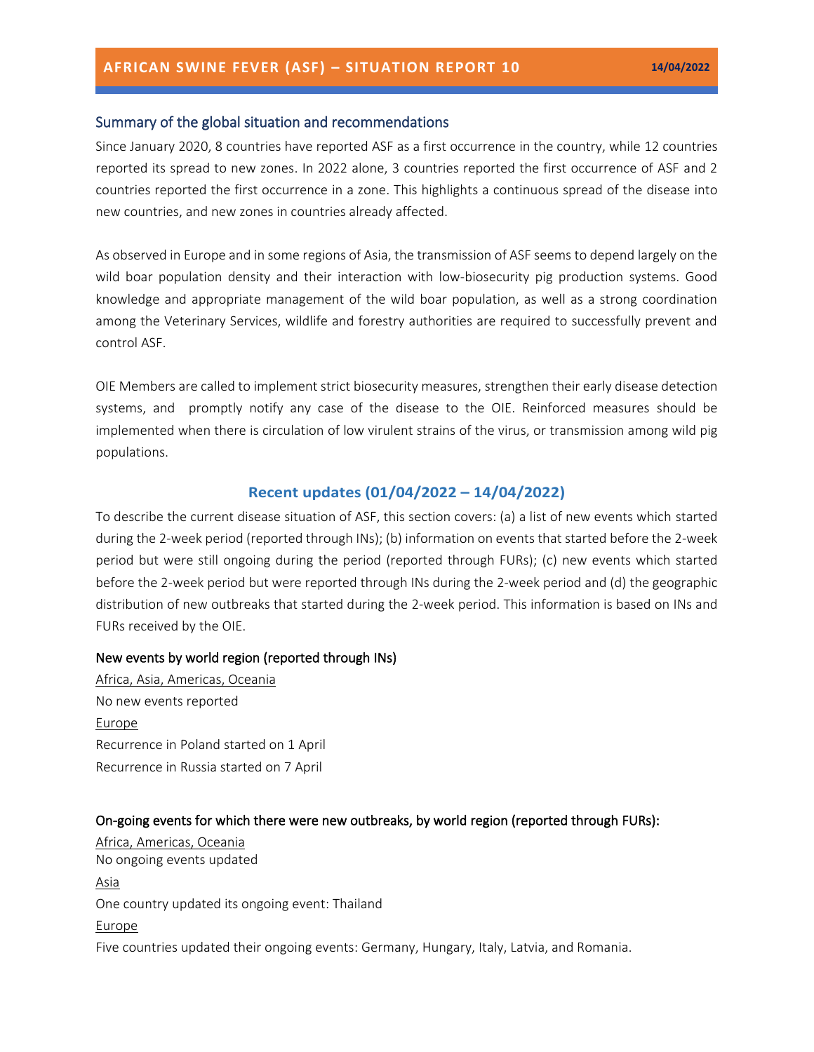## Summary of the global situation and recommendations

Since January 2020, 8 countries have reported ASF as a first occurrence in the country, while 12 countries reported its spread to new zones. In 2022 alone, 3 countries reported the first occurrence of ASF and 2 countries reported the first occurrence in a zone. This highlights a continuous spread of the disease into new countries, and new zones in countries already affected.

As observed in Europe and in some regions of Asia, the transmission of ASF seems to depend largely on the wild boar population density and their interaction with low-biosecurity pig production systems. Good knowledge and appropriate management of the wild boar population, as well as a strong coordination among the Veterinary Services, wildlife and forestry authorities are required to successfully prevent and control ASF.

OIE Members are called to implement strict biosecurity measures, strengthen their early disease detection systems, and promptly notify any case of the disease to the OIE. Reinforced measures should be implemented when there is circulation of low virulent strains of the virus, or transmission among wild pig populations.

## Recent updates (01/04/2022 – 14/04/2022)

To describe the current disease situation of ASF, this section covers: (a) a list of new events which started during the 2-week period (reported through INs); (b) information on events that started before the 2-week period but were still ongoing during the period (reported through FURs); (c) new events which started before the 2-week period but were reported through INs during the 2-week period and (d) the geographic distribution of new outbreaks that started during the 2-week period. This information is based on INs and FURs received by the OIE.

### New events by world region (reported through INs)

Africa, Asia, Americas, Oceania

No new events reported

Europe

Recurrence in Poland started on 1 April

Recurrence in Russia started on 7 April

### On-going events for which there were new outbreaks, by world region (reported through FURs):

Africa, Americas, Oceania

No ongoing events updated

Asia

One country updated its ongoing event: Thailand

Europe

Five countries updated their ongoing events: Germany, Hungary, Italy, Latvia, and Romania.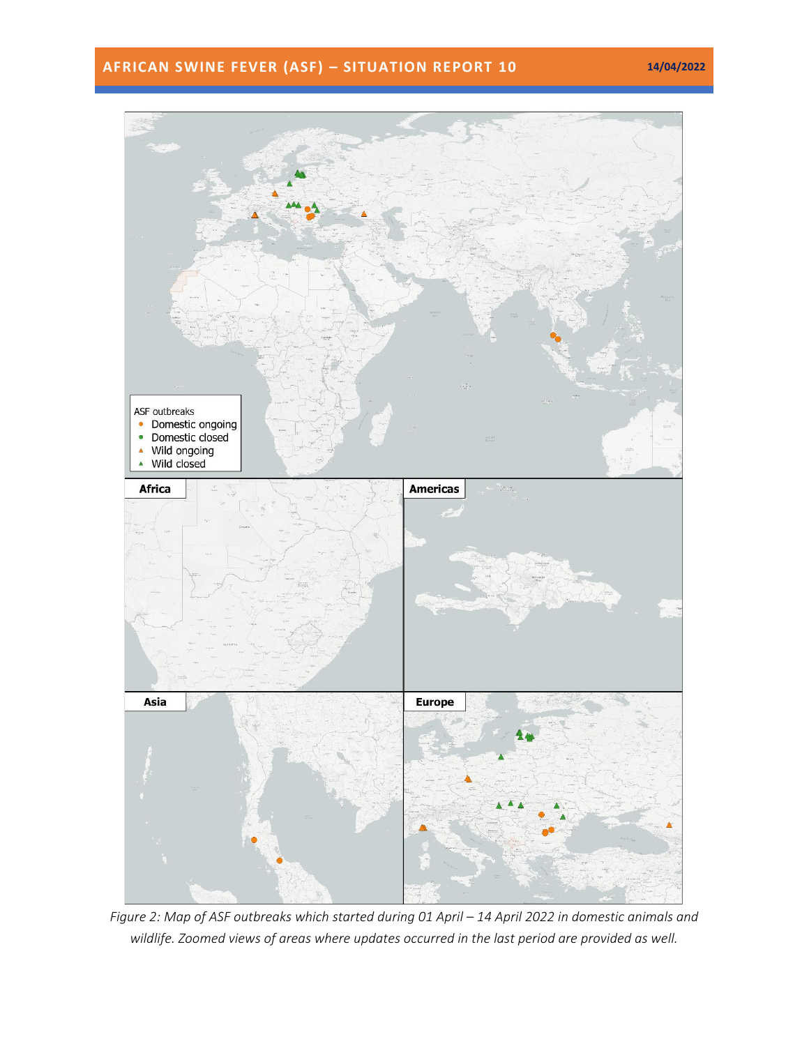*Figure 2: Map of ASF outbreaks which started during 01 April – 14 April 2022 in domestic animals and wildlife. Zoomed views of areas where updates occurred in the last period are provided as well.*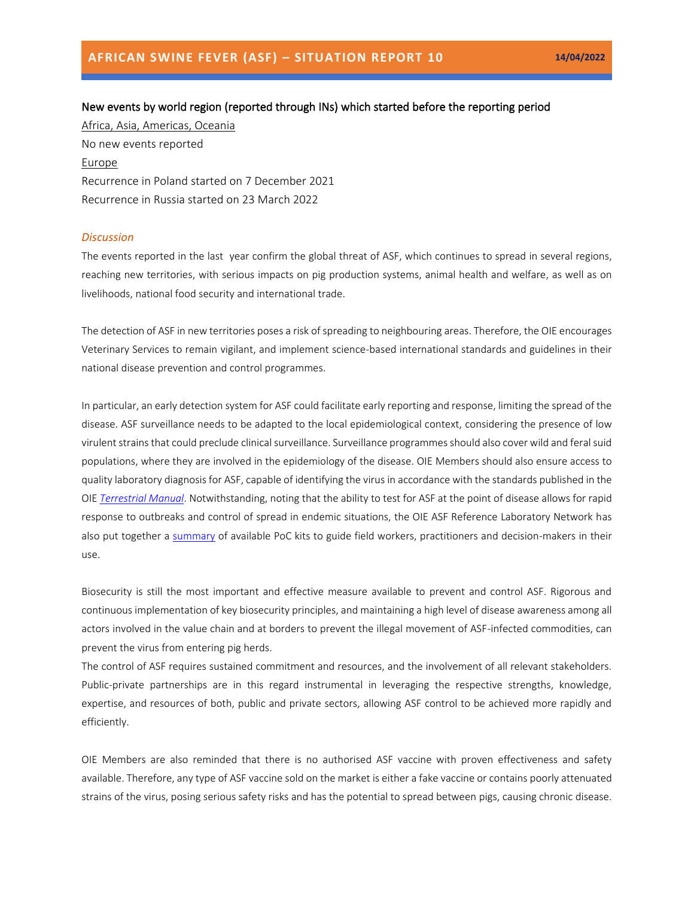New events by world region (reported through INs) which started before the reporting period

Africa, Asia, Americas, Oceania

No new events reported

Europe

Recurrence in Poland started on 7 December 2021

Recurrence in Russia started on 23 March 2022

### *Discussion*

The events reported in the last year confirm the global threat of ASF, which continues to spread in several regions, reaching new territories, with serious impacts on pig production systems, animal health and welfare, as well as on livelihoods, national food security and international trade.

The detection of ASF in new territories poses a risk of spreading to neighbouring areas. Therefore, the OIE encourages Veterinary Services to remain vigilant, and implement science-based international standards and guidelines in their national disease prevention and control programmes.

In particular, an early detection system for ASF could facilitate early reporting and response, limiting the spread of the disease. ASF surveillance needs to be adapted to the local epidemiological context, considering the presence of low virulent strains that could preclude clinical surveillance. Surveillance programmes should also cover wild and feral suid populations, where they are involved in the epidemiology of the disease. OIE Members should also ensure access to quality laboratory diagnosis for ASF, capable of identifying the virus in accordance with the standards published in the OIE *Terrestrial Manual*. Notwithstanding, noting that the ability to test for ASF at the point of disease allows for rapid response to outbreaks and control of spread in endemic situations, the OIE ASF Reference Laboratory Network has also put together a summary of available PoC kits to guide field workers, practitioners and decision-makers in their use.

Biosecurity is still the most important and effective measure available to prevent and control ASF. Rigorous and continuous implementation of key biosecurity principles, and maintaining a high level of disease awareness among all actors involved in the value chain and at borders to prevent the illegal movement of ASF-infected commodities, can prevent the virus from entering pig herds.

The control of ASF requires sustained commitment and resources, and the involvement of all relevant stakeholders. Public-private partnerships are in this regard instrumental in leveraging the respective strengths, knowledge, expertise, and resources of both, public and private sectors, allowing ASF control to be achieved more rapidly and efficiently.

OIE Members are also reminded that there is no authorised ASF vaccine with proven effectiveness and safety available. Therefore, any type of ASF vaccine sold on the market is either a fake vaccine or contains poorly attenuated strains of the virus, posing serious safety risks and has the potential to spread between pigs, causing chronic disease.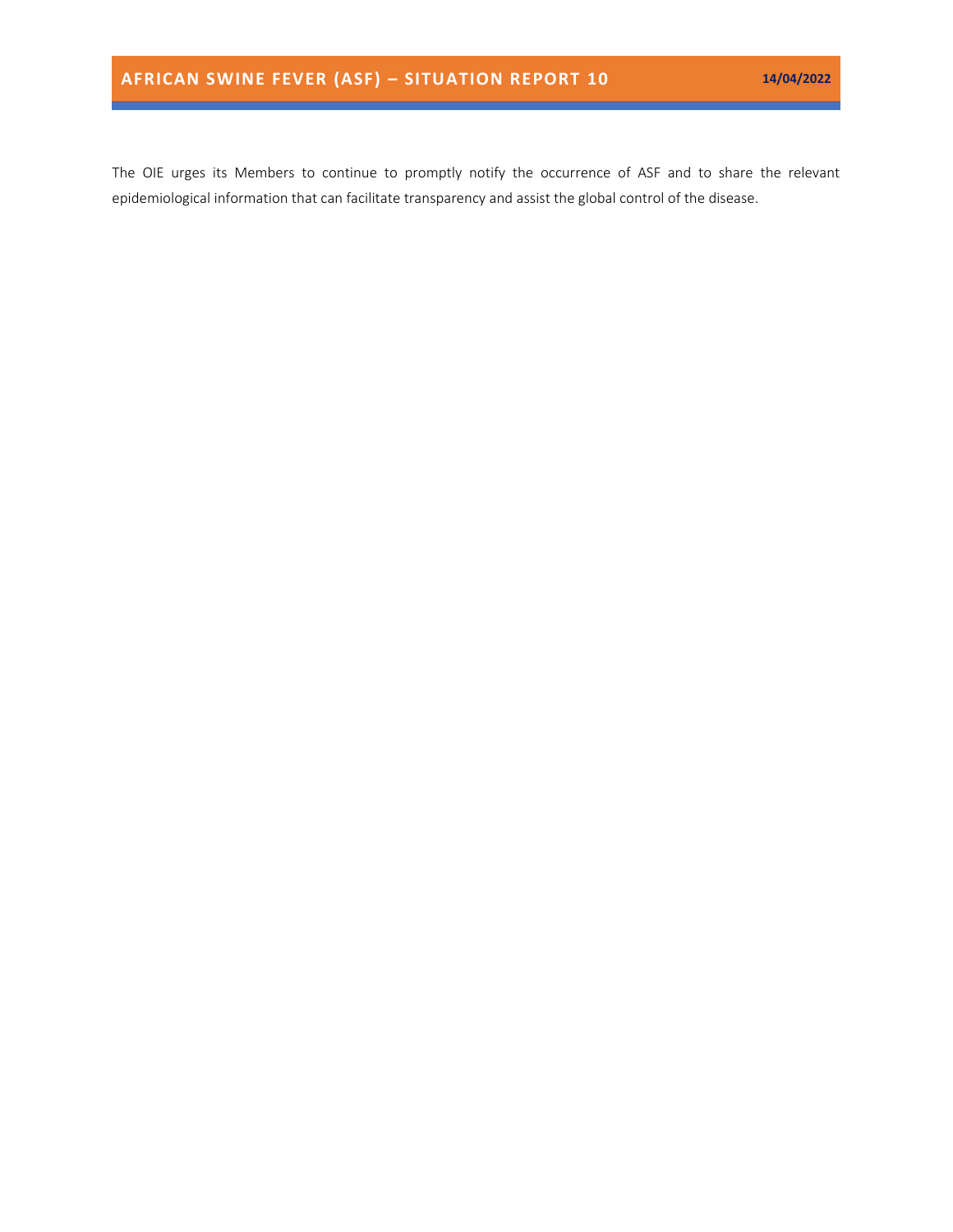The OIE urges its Members to continue to promptly notify the occurrence of ASF and to share the relevant epidemiological information that can facilitate transparency and assist the global control of the disease.